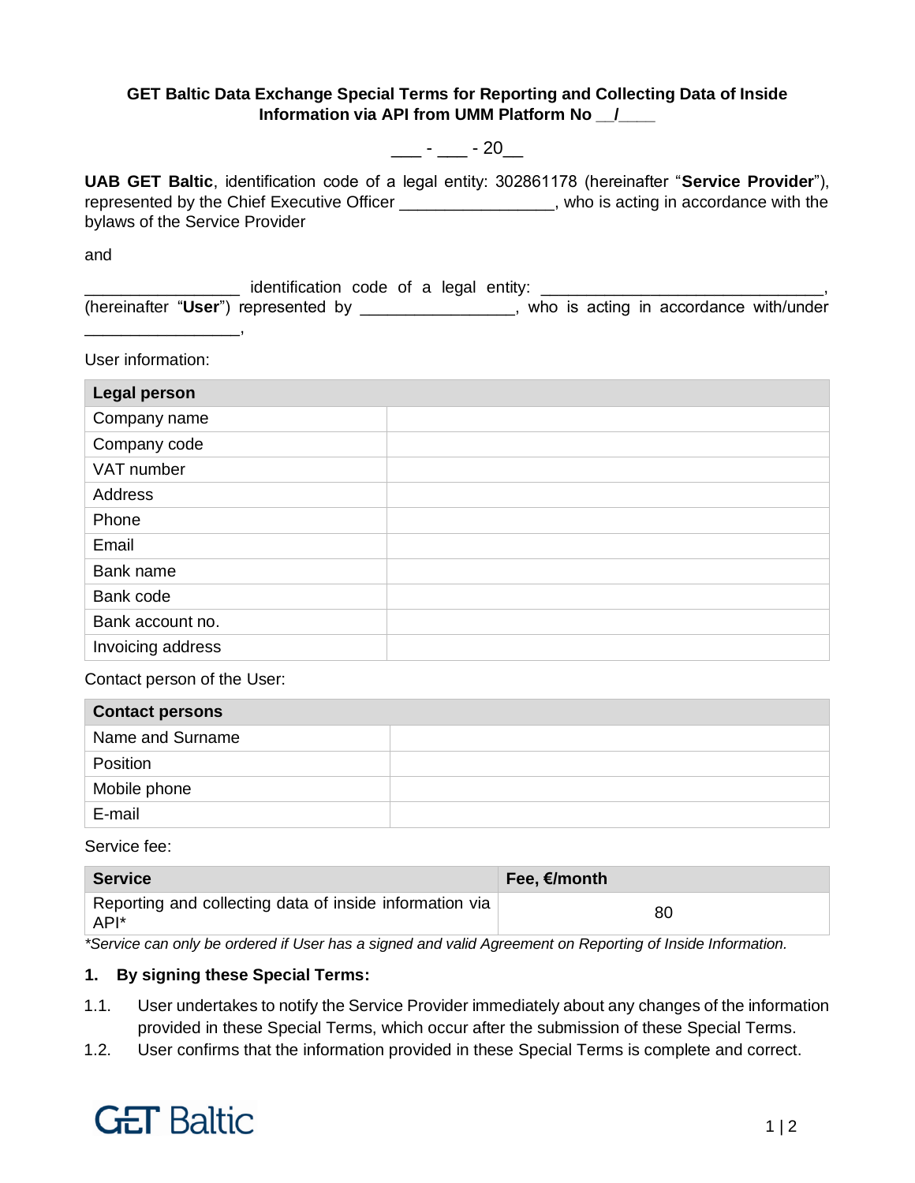**GET Baltic Data Exchange Special Terms for Reporting and Collecting Data of Inside Information via API from UMM Platform No __/____**

___ - ___ - 20__

**UAB GET Baltic**, identification code of a legal entity: 302861178 (hereinafter "**Service Provider**"), represented by the Chief Executive Officer _________________, who is acting in accordance with the bylaws of the Service Provider

and

_________________ identification code of a legal entity: ______________________________, (hereinafter "**User**") represented by _________________, who is acting in accordance with/under _________________,

User information:

| **Legal person** | |
|---|---|
| Company name | |
| Company code | |
| VAT number | |
| Address | |
| Phone | |
| Email | |
| Bank name | |
| Bank code | |
| Bank account no. | |
| Invoicing address | |

Contact person of the User:

| **Contact persons** | |
|---|---|
| Name and Surname | |
| Position | |
| Mobile phone | |
| E-mail | |

Service fee:

| **Service** | **Fee, €/month** |
|---|---|
| Reporting and collecting data of inside information via API* | 80 |

*\*Service can only be ordered if User has a signed and valid Agreement on Reporting of Inside Information.*

**1. By signing these Special Terms:**

1.1. User undertakes to notify the Service Provider immediately about any changes of the information provided in these Special Terms, which occur after the submission of these Special Terms.

1.2. User confirms that the information provided in these Special Terms is complete and correct.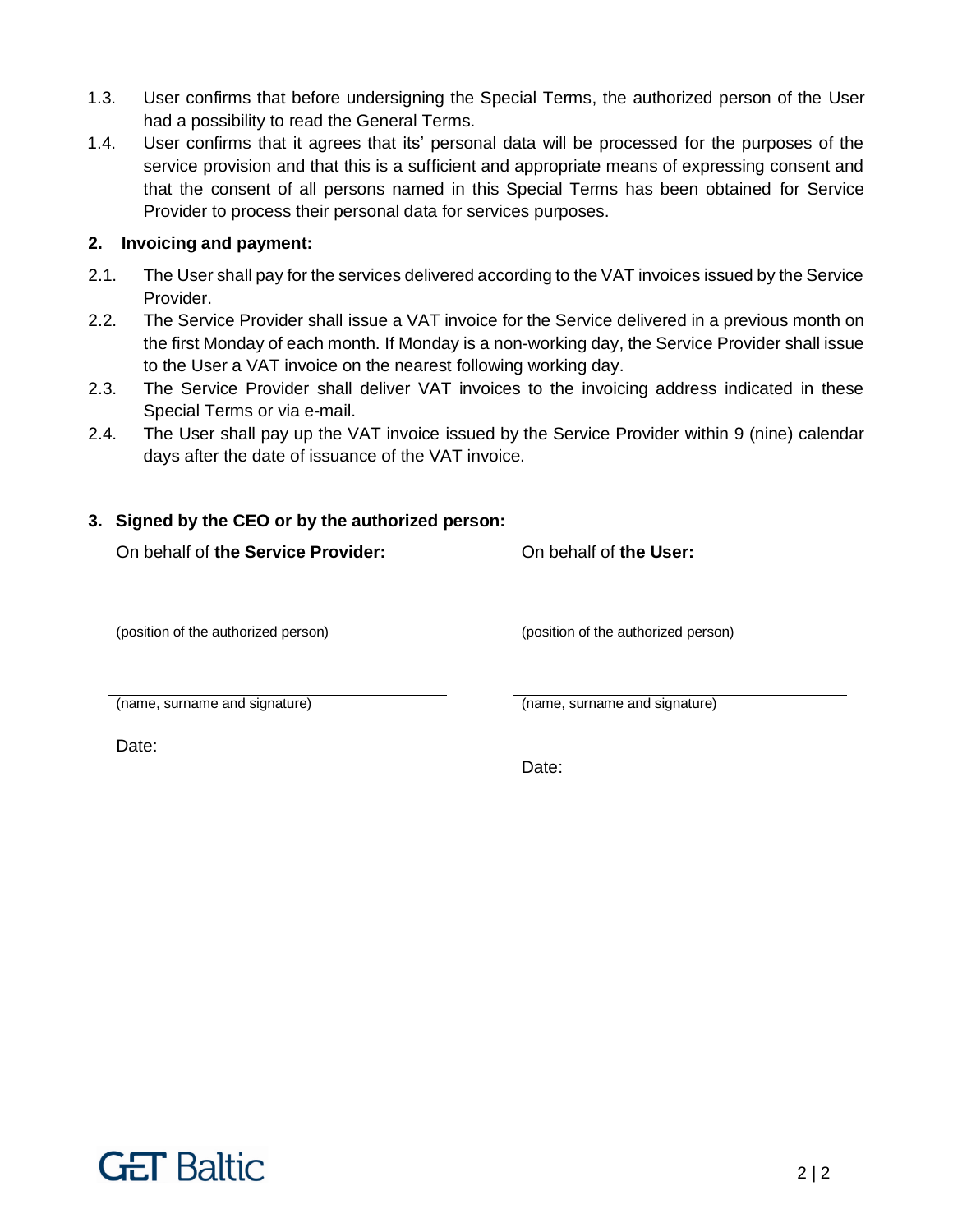1.3. User confirms that before undersigning the Special Terms, the authorized person of the User had a possibility to read the General Terms.

1.4. User confirms that it agrees that its' personal data will be processed for the purposes of the service provision and that this is a sufficient and appropriate means of expressing consent and that the consent of all persons named in this Special Terms has been obtained for Service Provider to process their personal data for services purposes.

**2. Invoicing and payment:**

2.1. The User shall pay for the services delivered according to the VAT invoices issued by the Service Provider.

2.2. The Service Provider shall issue a VAT invoice for the Service delivered in a previous month on the first Monday of each month. If Monday is a non-working day, the Service Provider shall issue to the User a VAT invoice on the nearest following working day.

2.3. The Service Provider shall deliver VAT invoices to the invoicing address indicated in these Special Terms or via e-mail.

2.4. The User shall pay up the VAT invoice issued by the Service Provider within 9 (nine) calendar days after the date of issuance of the VAT invoice.

**3. Signed by the CEO or by the authorized person:**

| | |
|---|---|
| On behalf of **the Service Provider:** | On behalf of **the User:** |
| ______________________________ | ______________________________ |
| (position of the authorized person) | (position of the authorized person) |
| ______________________________ | ______________________________ |
| (name, surname and signature) | (name, surname and signature) |
| Date: ______________________ | Date: ______________________ |

GET Baltic